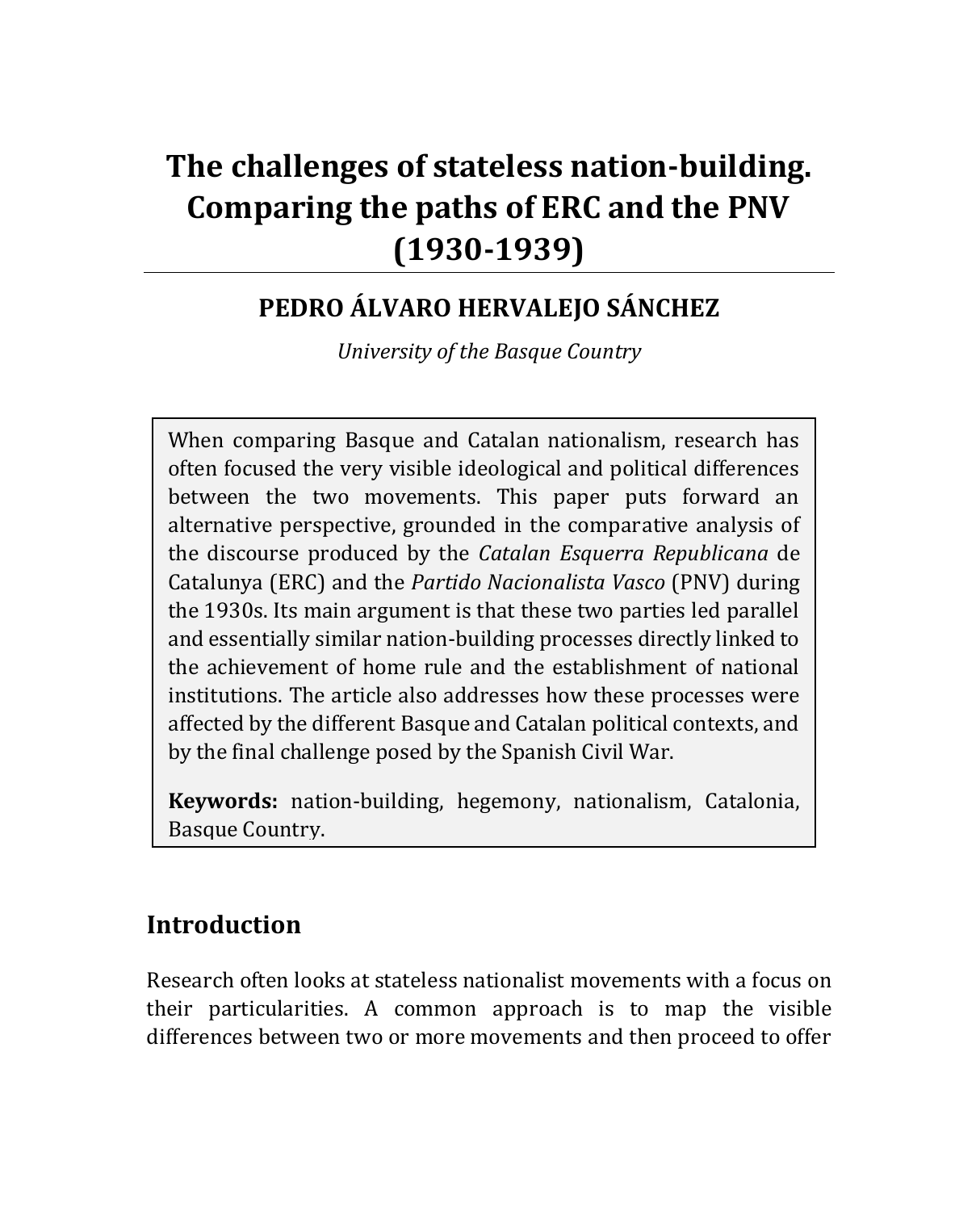# The challenges of stateless nation-building. Comparing the paths of ERC and the PNV (1930-1939)

## PEDRO ÁLVARO HERVALEJO SÁNCHEZ

*University of the Basque Country*

When comparing Basque and Catalan nationalism, research has often focused the very visible ideological and political differences between the two movements. This paper puts forward an alternative perspective, grounded in the comparative analysis of the discourse produced by the *Catalan Esquerra Republicana* de Catalunya (ERC) and the *Partido Nacionalista Vasco* (PNV) during the 1930s. Its main argument is that these two parties led parallel and essentially similar nation-building processes directly linked to the achievement of home rule and the establishment of national institutions. The article also addresses how these processes were affected by the different Basque and Catalan political contexts, and by the final challenge posed by the Spanish Civil War.

**Keywords:** nation-building, hegemony, nationalism, Catalonia, Basque Country.

## Introduction

Research often looks at stateless nationalist movements with a focus on their particularities. A common approach is to map the visible differences between two or more movements and then proceed to offer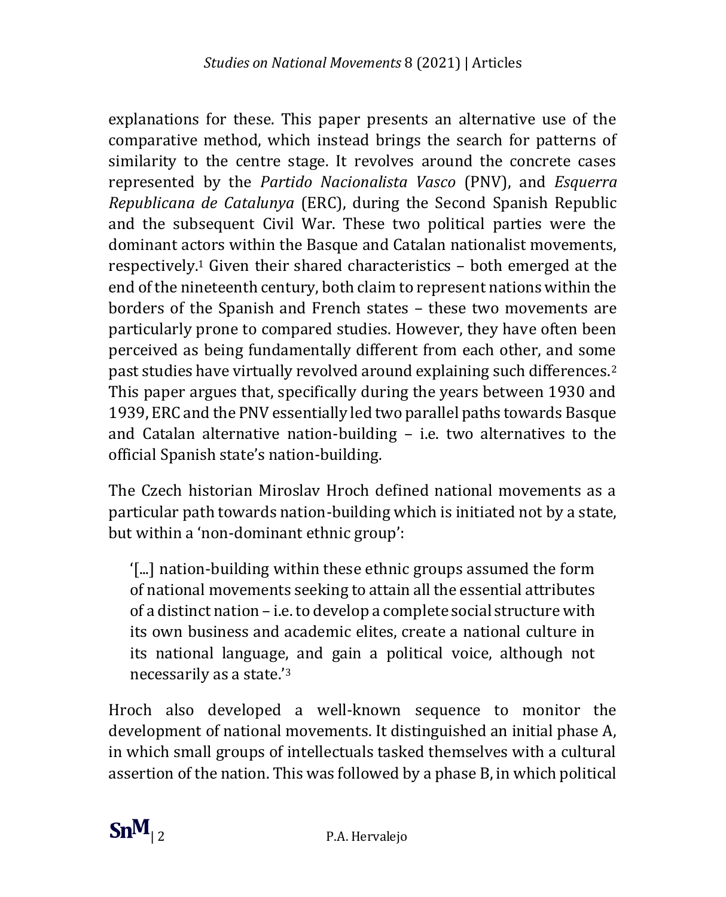explanations for these. This paper presents an alternative use of the comparative method, which instead brings the search for patterns of similarity to the centre stage. It revolves around the concrete cases represented by the *Partido Nacionalista Vasco* (PNV), and *Esquerra Republicana de Catalunya* (ERC), during the Second Spanish Republic and the subsequent Civil War. These two political parties were the dominant actors within the Basque and Catalan nationalist movements, respectively.[1] Given their shared characteristics – both emerged at the end of the nineteenth century, both claim to represent nations within the borders of the Spanish and French states – these two movements are particularly prone to compared studies. However, they have often been perceived as being fundamentally different from each other, and some past studies have virtually revolved around explaining such differences.[2] This paper argues that, specifically during the years between 1930 and 1939, ERC and the PNV essentially led two parallel paths towards Basque and Catalan alternative nation-building – i.e. two alternatives to the official Spanish state's nation-building.

The Czech historian Miroslav Hroch defined national movements as a particular path towards nation-building which is initiated not by a state, but within a 'non-dominant ethnic group':

> '[...] nation-building within these ethnic groups assumed the form of national movements seeking to attain all the essential attributes of a distinct nation – i.e. to develop a complete social structure with its own business and academic elites, create a national culture in its national language, and gain a political voice, although not necessarily as a state.'[3]

Hroch also developed a well-known sequence to monitor the development of national movements. It distinguished an initial phase A, in which small groups of intellectuals tasked themselves with a cultural assertion of the nation. This was followed by a phase B, in which political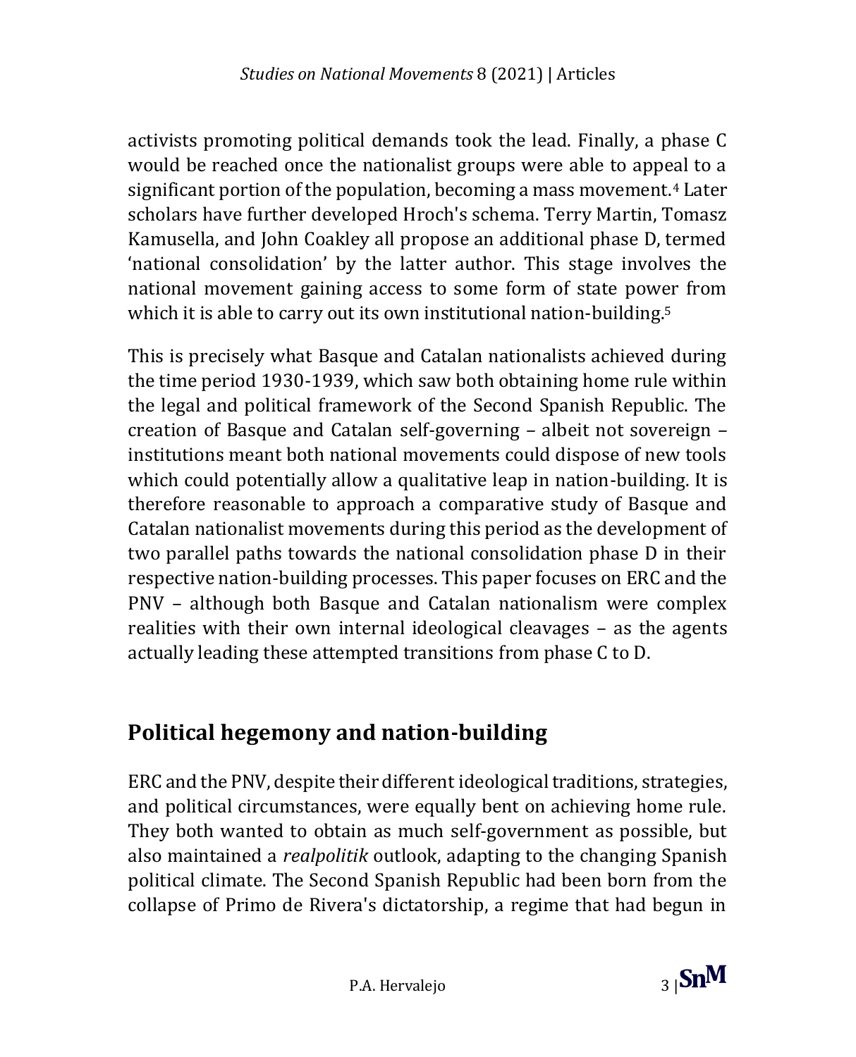activists promoting political demands took the lead. Finally, a phase C would be reached once the nationalist groups were able to appeal to a significant portion of the population, becoming a mass movement.[4] Later scholars have further developed Hroch's schema. Terry Martin, Tomasz Kamusella, and John Coakley all propose an additional phase D, termed 'national consolidation' by the latter author. This stage involves the national movement gaining access to some form of state power from which it is able to carry out its own institutional nation-building.[5]

This is precisely what Basque and Catalan nationalists achieved during the time period 1930-1939, which saw both obtaining home rule within the legal and political framework of the Second Spanish Republic. The creation of Basque and Catalan self-governing – albeit not sovereign – institutions meant both national movements could dispose of new tools which could potentially allow a qualitative leap in nation-building. It is therefore reasonable to approach a comparative study of Basque and Catalan nationalist movements during this period as the development of two parallel paths towards the national consolidation phase D in their respective nation-building processes. This paper focuses on ERC and the PNV – although both Basque and Catalan nationalism were complex realities with their own internal ideological cleavages – as the agents actually leading these attempted transitions from phase C to D.

## Political hegemony and nation-building

ERC and the PNV, despite their different ideological traditions, strategies, and political circumstances, were equally bent on achieving home rule. They both wanted to obtain as much self-government as possible, but also maintained a *realpolitik* outlook, adapting to the changing Spanish political climate. The Second Spanish Republic had been born from the collapse of Primo de Rivera's dictatorship, a regime that had begun in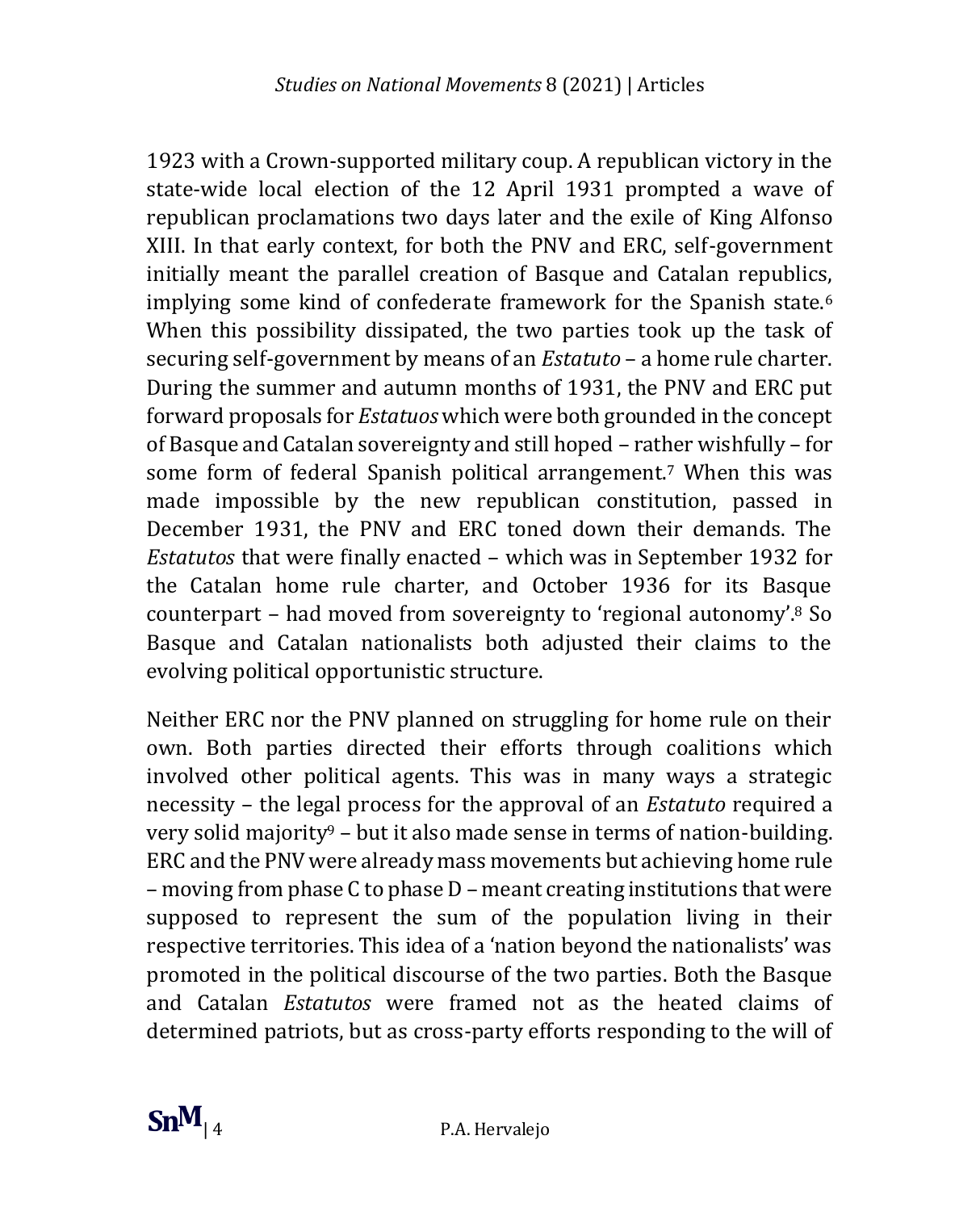1923 with a Crown-supported military coup. A republican victory in the state-wide local election of the 12 April 1931 prompted a wave of republican proclamations two days later and the exile of King Alfonso XIII. In that early context, for both the PNV and ERC, self-government initially meant the parallel creation of Basque and Catalan republics, implying some kind of confederate framework for the Spanish state.[6] When this possibility dissipated, the two parties took up the task of securing self-government by means of an *Estatuto* – a home rule charter. During the summer and autumn months of 1931, the PNV and ERC put forward proposals for *Estatuos* which were both grounded in the concept of Basque and Catalan sovereignty and still hoped – rather wishfully – for some form of federal Spanish political arrangement.[7] When this was made impossible by the new republican constitution, passed in December 1931, the PNV and ERC toned down their demands. The *Estatutos* that were finally enacted – which was in September 1932 for the Catalan home rule charter, and October 1936 for its Basque counterpart – had moved from sovereignty to 'regional autonomy'.[8] So Basque and Catalan nationalists both adjusted their claims to the evolving political opportunistic structure.

Neither ERC nor the PNV planned on struggling for home rule on their own. Both parties directed their efforts through coalitions which involved other political agents. This was in many ways a strategic necessity – the legal process for the approval of an *Estatuto* required a very solid majority[9] – but it also made sense in terms of nation-building. ERC and the PNV were already mass movements but achieving home rule – moving from phase C to phase D – meant creating institutions that were supposed to represent the sum of the population living in their respective territories. This idea of a 'nation beyond the nationalists' was promoted in the political discourse of the two parties. Both the Basque and Catalan *Estatutos* were framed not as the heated claims of determined patriots, but as cross-party efforts responding to the will of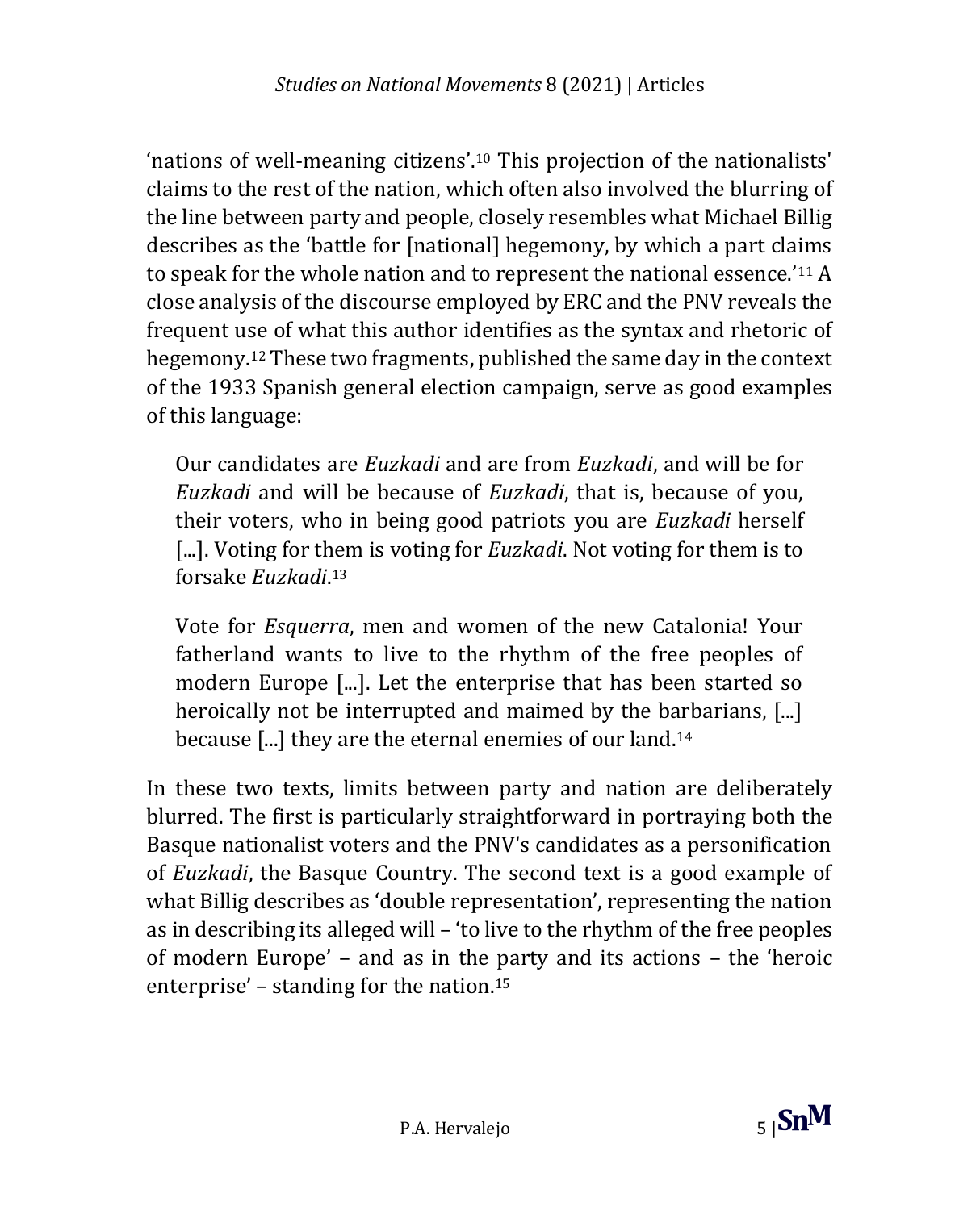'nations of well-meaning citizens'.[10] This projection of the nationalists' claims to the rest of the nation, which often also involved the blurring of the line between party and people, closely resembles what Michael Billig describes as the 'battle for [national] hegemony, by which a part claims to speak for the whole nation and to represent the national essence.'[11] A close analysis of the discourse employed by ERC and the PNV reveals the frequent use of what this author identifies as the syntax and rhetoric of hegemony.[12] These two fragments, published the same day in the context of the 1933 Spanish general election campaign, serve as good examples of this language:

> Our candidates are *Euzkadi* and are from *Euzkadi*, and will be for *Euzkadi* and will be because of *Euzkadi*, that is, because of you, their voters, who in being good patriots you are *Euzkadi* herself [...]. Voting for them is voting for *Euzkadi*. Not voting for them is to forsake *Euzkadi*.[13]

> Vote for *Esquerra*, men and women of the new Catalonia! Your fatherland wants to live to the rhythm of the free peoples of modern Europe [...]. Let the enterprise that has been started so heroically not be interrupted and maimed by the barbarians, [...] because [...] they are the eternal enemies of our land.[14]

In these two texts, limits between party and nation are deliberately blurred. The first is particularly straightforward in portraying both the Basque nationalist voters and the PNV's candidates as a personification of *Euzkadi*, the Basque Country. The second text is a good example of what Billig describes as 'double representation', representing the nation as in describing its alleged will – 'to live to the rhythm of the free peoples of modern Europe' – and as in the party and its actions – the 'heroic enterprise' – standing for the nation.[15]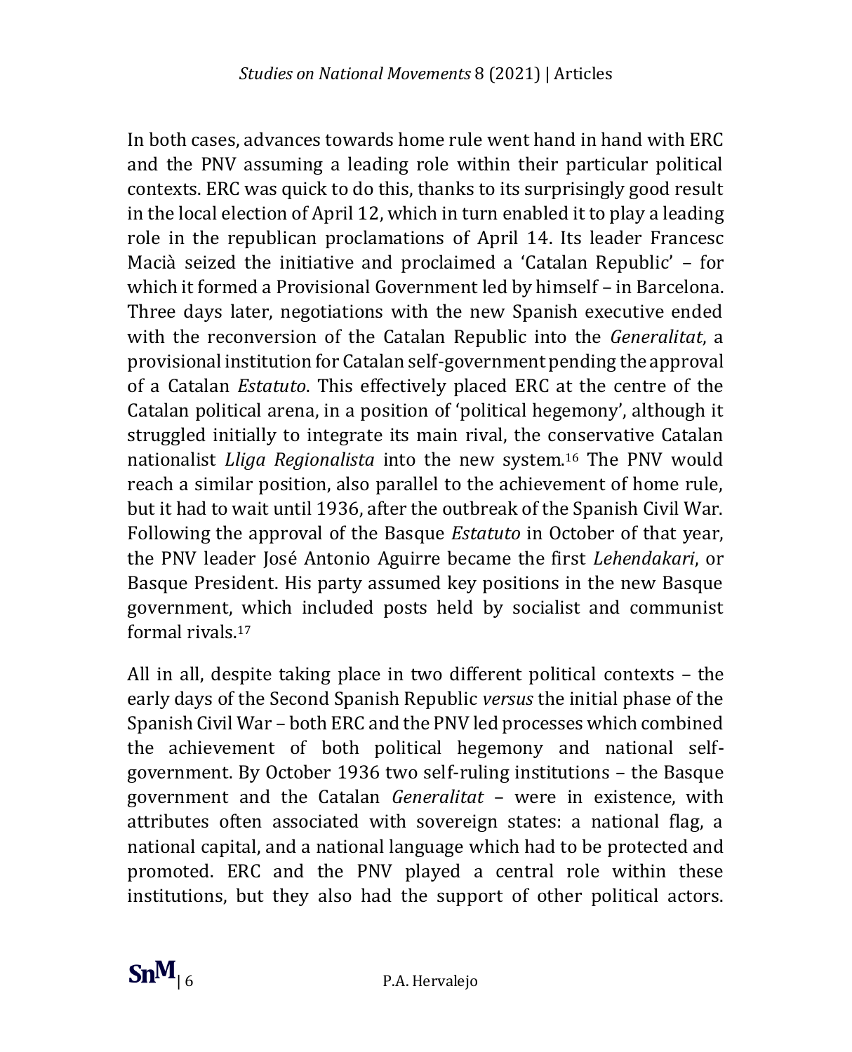In both cases, advances towards home rule went hand in hand with ERC and the PNV assuming a leading role within their particular political contexts. ERC was quick to do this, thanks to its surprisingly good result in the local election of April 12, which in turn enabled it to play a leading role in the republican proclamations of April 14. Its leader Francesc Macià seized the initiative and proclaimed a 'Catalan Republic' – for which it formed a Provisional Government led by himself – in Barcelona. Three days later, negotiations with the new Spanish executive ended with the reconversion of the Catalan Republic into the *Generalitat*, a provisional institution for Catalan self-government pending the approval of a Catalan *Estatuto*. This effectively placed ERC at the centre of the Catalan political arena, in a position of 'political hegemony', although it struggled initially to integrate its main rival, the conservative Catalan nationalist *Lliga Regionalista* into the new system.[16] The PNV would reach a similar position, also parallel to the achievement of home rule, but it had to wait until 1936, after the outbreak of the Spanish Civil War. Following the approval of the Basque *Estatuto* in October of that year, the PNV leader José Antonio Aguirre became the first *Lehendakari*, or Basque President. His party assumed key positions in the new Basque government, which included posts held by socialist and communist formal rivals.[17]

All in all, despite taking place in two different political contexts – the early days of the Second Spanish Republic *versus* the initial phase of the Spanish Civil War – both ERC and the PNV led processes which combined the achievement of both political hegemony and national self-government. By October 1936 two self-ruling institutions – the Basque government and the Catalan *Generalitat* – were in existence, with attributes often associated with sovereign states: a national flag, a national capital, and a national language which had to be protected and promoted. ERC and the PNV played a central role within these institutions, but they also had the support of other political actors.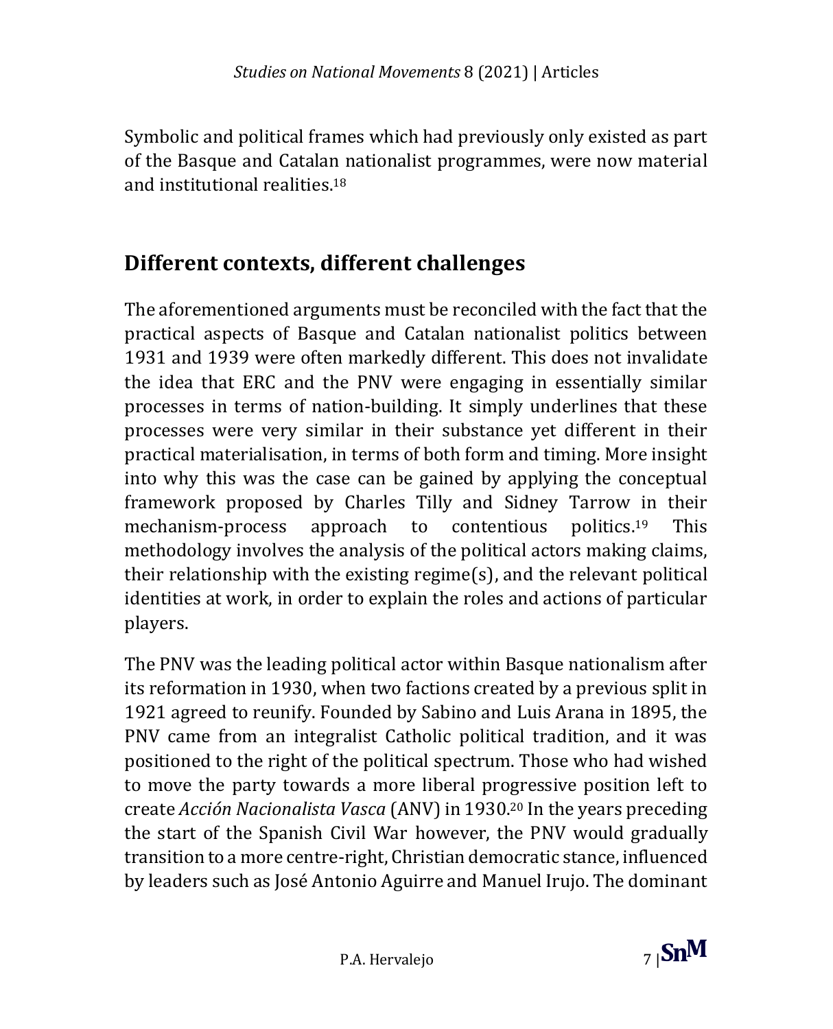Symbolic and political frames which had previously only existed as part of the Basque and Catalan nationalist programmes, were now material and institutional realities.[18]

## Different contexts, different challenges

The aforementioned arguments must be reconciled with the fact that the practical aspects of Basque and Catalan nationalist politics between 1931 and 1939 were often markedly different. This does not invalidate the idea that ERC and the PNV were engaging in essentially similar processes in terms of nation-building. It simply underlines that these processes were very similar in their substance yet different in their practical materialisation, in terms of both form and timing. More insight into why this was the case can be gained by applying the conceptual framework proposed by Charles Tilly and Sidney Tarrow in their mechanism-process approach to contentious politics.[19] This methodology involves the analysis of the political actors making claims, their relationship with the existing regime(s), and the relevant political identities at work, in order to explain the roles and actions of particular players.

The PNV was the leading political actor within Basque nationalism after its reformation in 1930, when two factions created by a previous split in 1921 agreed to reunify. Founded by Sabino and Luis Arana in 1895, the PNV came from an integralist Catholic political tradition, and it was positioned to the right of the political spectrum. Those who had wished to move the party towards a more liberal progressive position left to create *Acción Nacionalista Vasca* (ANV) in 1930.[20] In the years preceding the start of the Spanish Civil War however, the PNV would gradually transition to a more centre-right, Christian democratic stance, influenced by leaders such as José Antonio Aguirre and Manuel Irujo. The dominant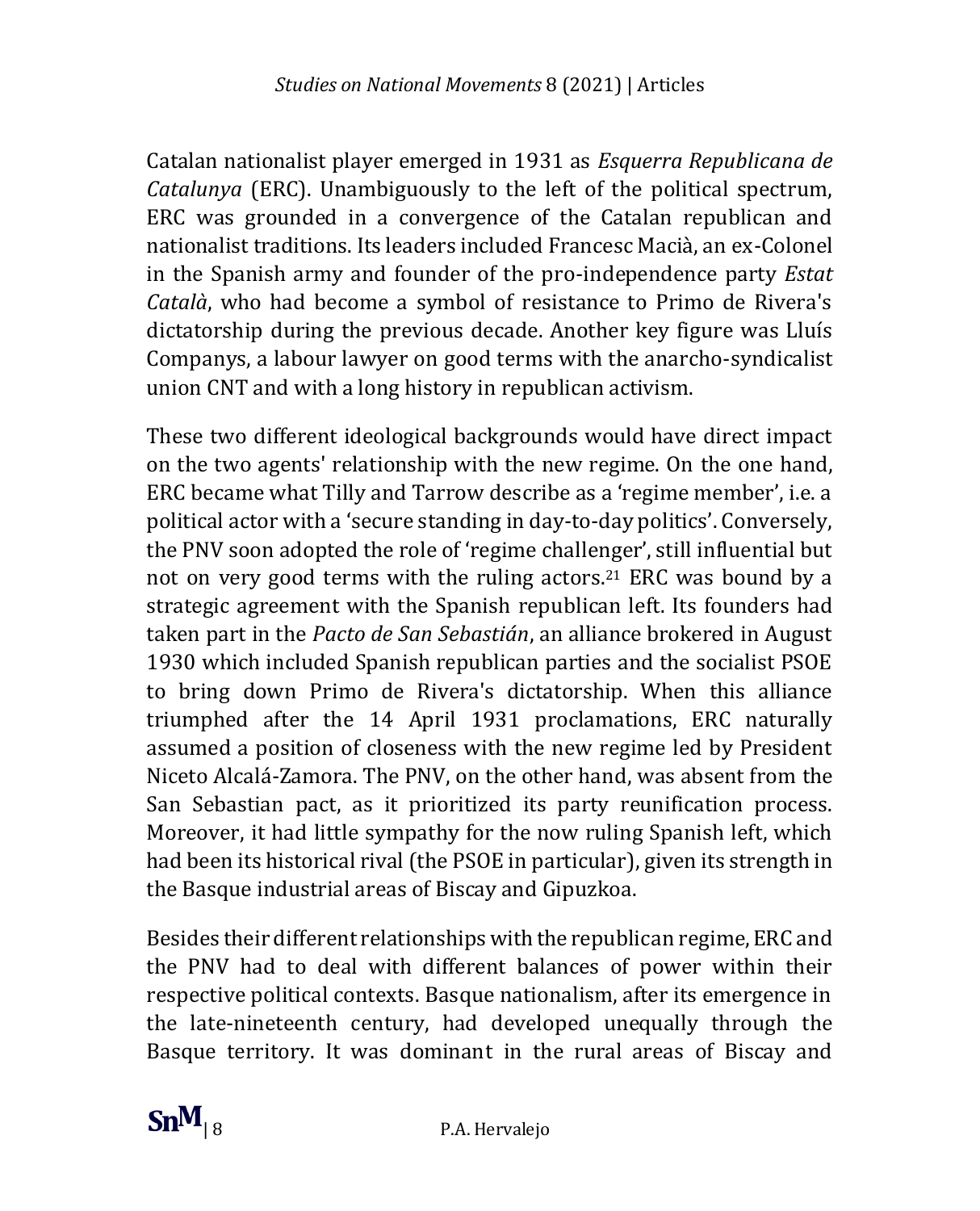Catalan nationalist player emerged in 1931 as *Esquerra Republicana de Catalunya* (ERC). Unambiguously to the left of the political spectrum, ERC was grounded in a convergence of the Catalan republican and nationalist traditions. Its leaders included Francesc Macià, an ex-Colonel in the Spanish army and founder of the pro-independence party *Estat Català*, who had become a symbol of resistance to Primo de Rivera's dictatorship during the previous decade. Another key figure was Lluís Companys, a labour lawyer on good terms with the anarcho-syndicalist union CNT and with a long history in republican activism.

These two different ideological backgrounds would have direct impact on the two agents' relationship with the new regime. On the one hand, ERC became what Tilly and Tarrow describe as a 'regime member', i.e. a political actor with a 'secure standing in day-to-day politics'. Conversely, the PNV soon adopted the role of 'regime challenger', still influential but not on very good terms with the ruling actors.[21] ERC was bound by a strategic agreement with the Spanish republican left. Its founders had taken part in the *Pacto de San Sebastián*, an alliance brokered in August 1930 which included Spanish republican parties and the socialist PSOE to bring down Primo de Rivera's dictatorship. When this alliance triumphed after the 14 April 1931 proclamations, ERC naturally assumed a position of closeness with the new regime led by President Niceto Alcalá-Zamora. The PNV, on the other hand, was absent from the San Sebastian pact, as it prioritized its party reunification process. Moreover, it had little sympathy for the now ruling Spanish left, which had been its historical rival (the PSOE in particular), given its strength in the Basque industrial areas of Biscay and Gipuzkoa.

Besides their different relationships with the republican regime, ERC and the PNV had to deal with different balances of power within their respective political contexts. Basque nationalism, after its emergence in the late-nineteenth century, had developed unequally through the Basque territory. It was dominant in the rural areas of Biscay and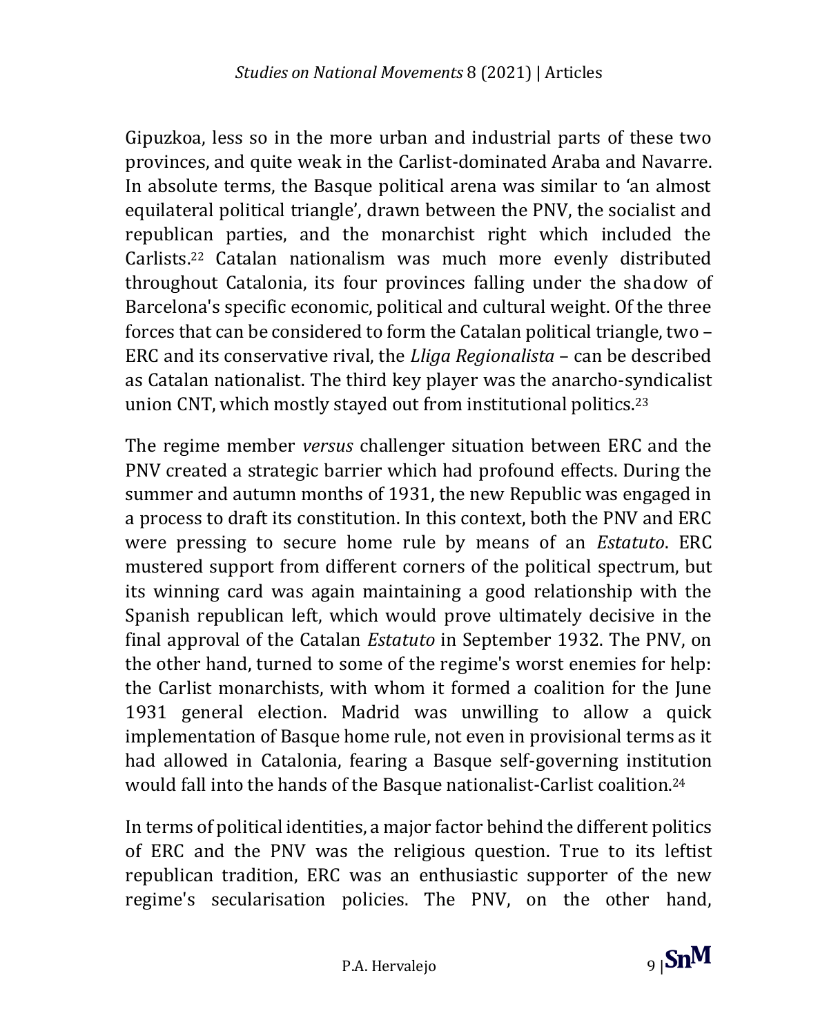Gipuzkoa, less so in the more urban and industrial parts of these two provinces, and quite weak in the Carlist-dominated Araba and Navarre. In absolute terms, the Basque political arena was similar to 'an almost equilateral political triangle', drawn between the PNV, the socialist and republican parties, and the monarchist right which included the Carlists.[22] Catalan nationalism was much more evenly distributed throughout Catalonia, its four provinces falling under the shadow of Barcelona's specific economic, political and cultural weight. Of the three forces that can be considered to form the Catalan political triangle, two – ERC and its conservative rival, the *Lliga Regionalista* – can be described as Catalan nationalist. The third key player was the anarcho-syndicalist union CNT, which mostly stayed out from institutional politics.[23]

The regime member *versus* challenger situation between ERC and the PNV created a strategic barrier which had profound effects. During the summer and autumn months of 1931, the new Republic was engaged in a process to draft its constitution. In this context, both the PNV and ERC were pressing to secure home rule by means of an *Estatuto*. ERC mustered support from different corners of the political spectrum, but its winning card was again maintaining a good relationship with the Spanish republican left, which would prove ultimately decisive in the final approval of the Catalan *Estatuto* in September 1932. The PNV, on the other hand, turned to some of the regime's worst enemies for help: the Carlist monarchists, with whom it formed a coalition for the June 1931 general election. Madrid was unwilling to allow a quick implementation of Basque home rule, not even in provisional terms as it had allowed in Catalonia, fearing a Basque self-governing institution would fall into the hands of the Basque nationalist-Carlist coalition.[24]

In terms of political identities, a major factor behind the different politics of ERC and the PNV was the religious question. True to its leftist republican tradition, ERC was an enthusiastic supporter of the new regime's secularisation policies. The PNV, on the other hand,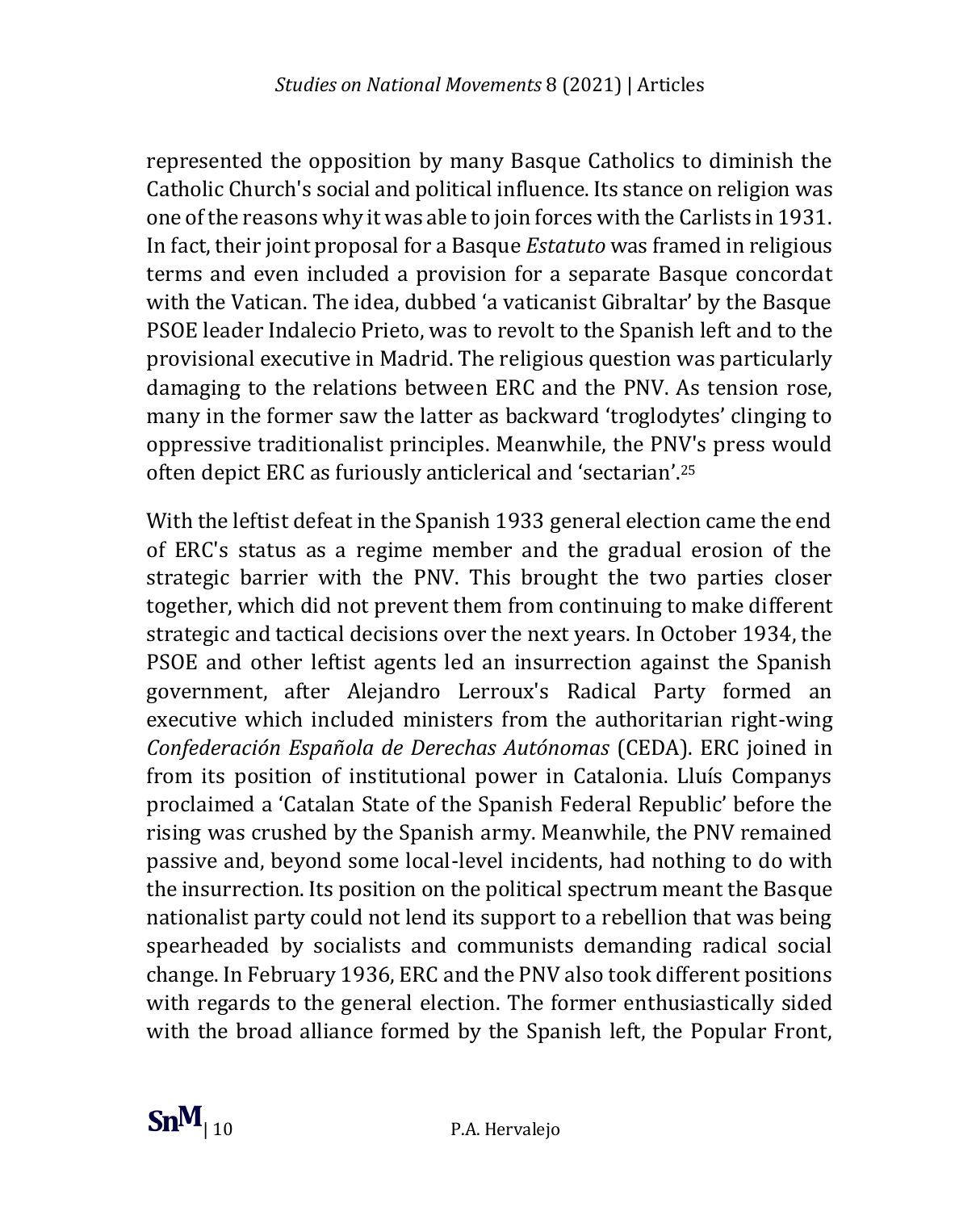represented the opposition by many Basque Catholics to diminish the Catholic Church's social and political influence. Its stance on religion was one of the reasons why it was able to join forces with the Carlists in 1931. In fact, their joint proposal for a Basque *Estatuto* was framed in religious terms and even included a provision for a separate Basque concordat with the Vatican. The idea, dubbed 'a vaticanist Gibraltar' by the Basque PSOE leader Indalecio Prieto, was to revolt to the Spanish left and to the provisional executive in Madrid. The religious question was particularly damaging to the relations between ERC and the PNV. As tension rose, many in the former saw the latter as backward 'troglodytes' clinging to oppressive traditionalist principles. Meanwhile, the PNV's press would often depict ERC as furiously anticlerical and 'sectarian'.[25]

With the leftist defeat in the Spanish 1933 general election came the end of ERC's status as a regime member and the gradual erosion of the strategic barrier with the PNV. This brought the two parties closer together, which did not prevent them from continuing to make different strategic and tactical decisions over the next years. In October 1934, the PSOE and other leftist agents led an insurrection against the Spanish government, after Alejandro Lerroux's Radical Party formed an executive which included ministers from the authoritarian right-wing *Confederación Española de Derechas Autónomas* (CEDA). ERC joined in from its position of institutional power in Catalonia. Lluís Companys proclaimed a 'Catalan State of the Spanish Federal Republic' before the rising was crushed by the Spanish army. Meanwhile, the PNV remained passive and, beyond some local-level incidents, had nothing to do with the insurrection. Its position on the political spectrum meant the Basque nationalist party could not lend its support to a rebellion that was being spearheaded by socialists and communists demanding radical social change. In February 1936, ERC and the PNV also took different positions with regards to the general election. The former enthusiastically sided with the broad alliance formed by the Spanish left, the Popular Front,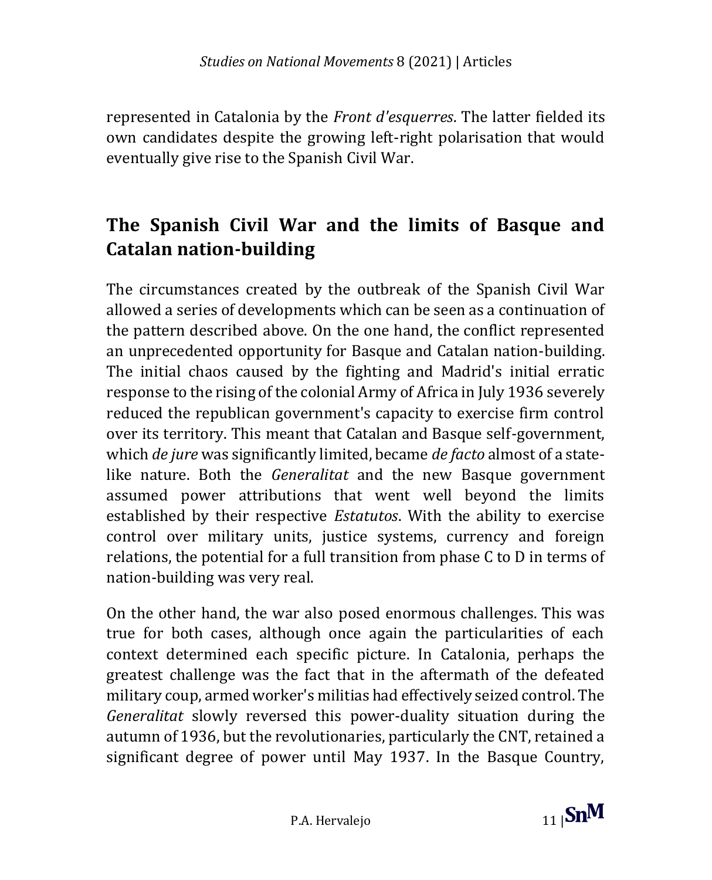represented in Catalonia by the *Front d'esquerres*. The latter fielded its own candidates despite the growing left-right polarisation that would eventually give rise to the Spanish Civil War.

## The Spanish Civil War and the limits of Basque and Catalan nation-building

The circumstances created by the outbreak of the Spanish Civil War allowed a series of developments which can be seen as a continuation of the pattern described above. On the one hand, the conflict represented an unprecedented opportunity for Basque and Catalan nation-building. The initial chaos caused by the fighting and Madrid's initial erratic response to the rising of the colonial Army of Africa in July 1936 severely reduced the republican government's capacity to exercise firm control over its territory. This meant that Catalan and Basque self-government, which *de jure* was significantly limited, became *de facto* almost of a state-like nature. Both the *Generalitat* and the new Basque government assumed power attributions that went well beyond the limits established by their respective *Estatutos*. With the ability to exercise control over military units, justice systems, currency and foreign relations, the potential for a full transition from phase C to D in terms of nation-building was very real.

On the other hand, the war also posed enormous challenges. This was true for both cases, although once again the particularities of each context determined each specific picture. In Catalonia, perhaps the greatest challenge was the fact that in the aftermath of the defeated military coup, armed worker's militias had effectively seized control. The *Generalitat* slowly reversed this power-duality situation during the autumn of 1936, but the revolutionaries, particularly the CNT, retained a significant degree of power until May 1937. In the Basque Country,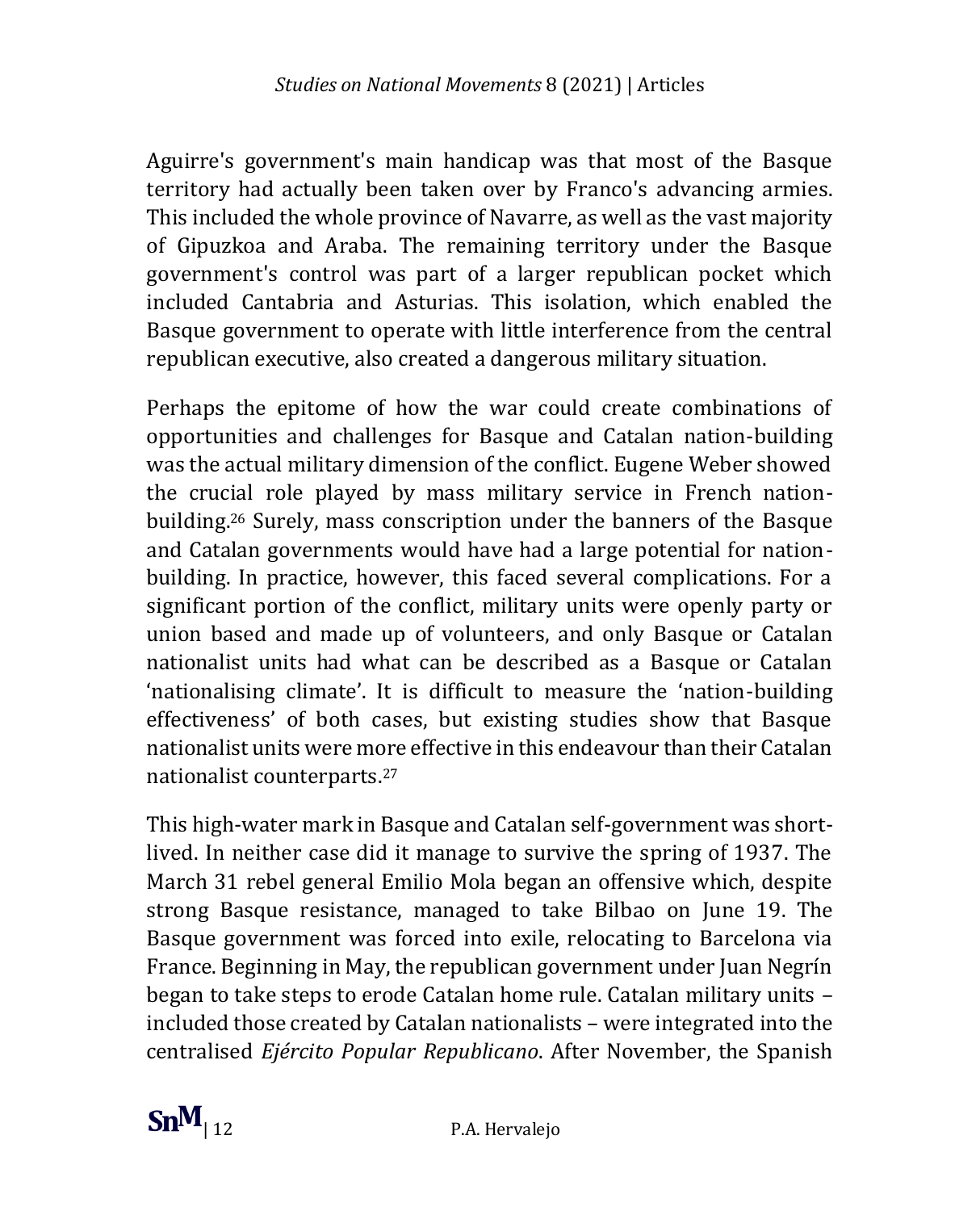Aguirre's government's main handicap was that most of the Basque territory had actually been taken over by Franco's advancing armies. This included the whole province of Navarre, as well as the vast majority of Gipuzkoa and Araba. The remaining territory under the Basque government's control was part of a larger republican pocket which included Cantabria and Asturias. This isolation, which enabled the Basque government to operate with little interference from the central republican executive, also created a dangerous military situation.

Perhaps the epitome of how the war could create combinations of opportunities and challenges for Basque and Catalan nation-building was the actual military dimension of the conflict. Eugene Weber showed the crucial role played by mass military service in French nation-building.[26] Surely, mass conscription under the banners of the Basque and Catalan governments would have had a large potential for nation-building. In practice, however, this faced several complications. For a significant portion of the conflict, military units were openly party or union based and made up of volunteers, and only Basque or Catalan nationalist units had what can be described as a Basque or Catalan 'nationalising climate'. It is difficult to measure the 'nation-building effectiveness' of both cases, but existing studies show that Basque nationalist units were more effective in this endeavour than their Catalan nationalist counterparts.[27]

This high-water mark in Basque and Catalan self-government was short-lived. In neither case did it manage to survive the spring of 1937. The March 31 rebel general Emilio Mola began an offensive which, despite strong Basque resistance, managed to take Bilbao on June 19. The Basque government was forced into exile, relocating to Barcelona via France. Beginning in May, the republican government under Juan Negrín began to take steps to erode Catalan home rule. Catalan military units – included those created by Catalan nationalists – were integrated into the centralised *Ejército Popular Republicano*. After November, the Spanish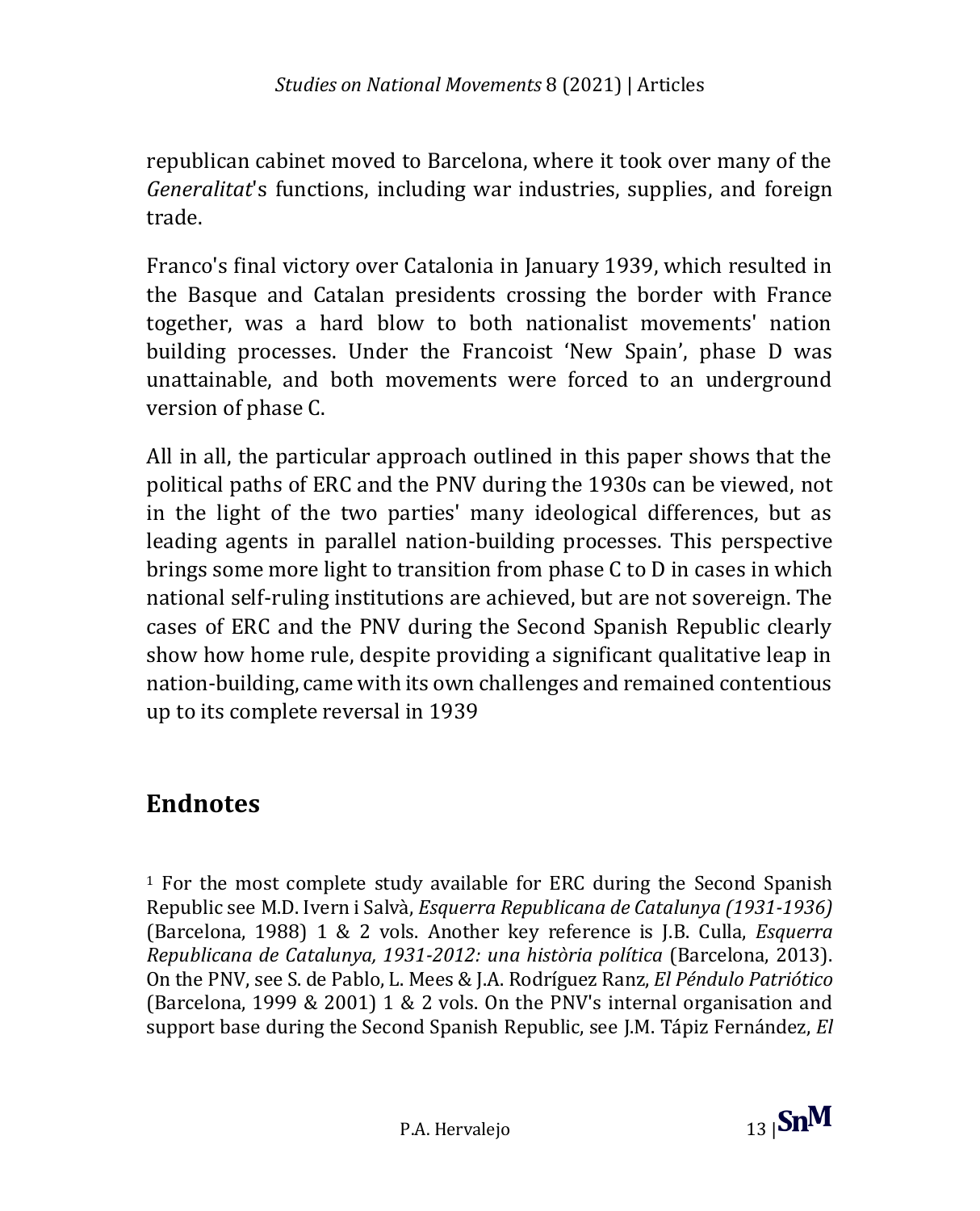republican cabinet moved to Barcelona, where it took over many of the *Generalitat*'s functions, including war industries, supplies, and foreign trade.

Franco's final victory over Catalonia in January 1939, which resulted in the Basque and Catalan presidents crossing the border with France together, was a hard blow to both nationalist movements' nation building processes. Under the Francoist 'New Spain', phase D was unattainable, and both movements were forced to an underground version of phase C.

All in all, the particular approach outlined in this paper shows that the political paths of ERC and the PNV during the 1930s can be viewed, not in the light of the two parties' many ideological differences, but as leading agents in parallel nation-building processes. This perspective brings some more light to transition from phase C to D in cases in which national self-ruling institutions are achieved, but are not sovereign. The cases of ERC and the PNV during the Second Spanish Republic clearly show how home rule, despite providing a significant qualitative leap in nation-building, came with its own challenges and remained contentious up to its complete reversal in 1939

## Endnotes

[1] For the most complete study available for ERC during the Second Spanish Republic see M.D. Ivern i Salvà, *Esquerra Republicana de Catalunya (1931-1936)* (Barcelona, 1988) 1 & 2 vols. Another key reference is J.B. Culla, *Esquerra Republicana de Catalunya, 1931-2012: una història política* (Barcelona, 2013). On the PNV, see S. de Pablo, L. Mees & J.A. Rodríguez Ranz, *El Péndulo Patriótico* (Barcelona, 1999 & 2001) 1 & 2 vols. On the PNV's internal organisation and support base during the Second Spanish Republic, see J.M. Tápiz Fernández, *El*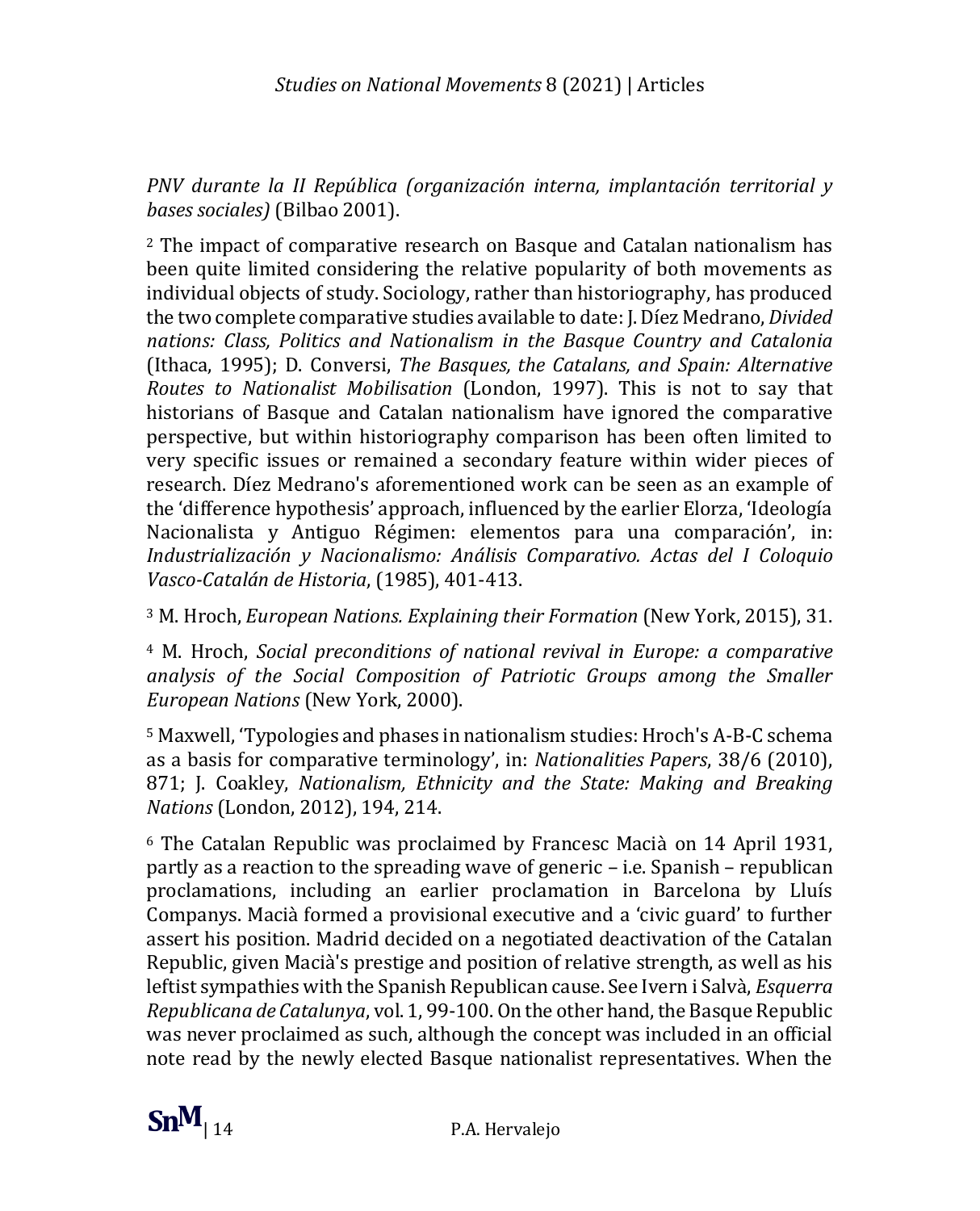*PNV durante la II República (organización interna, implantación territorial y bases sociales)* (Bilbao 2001).

[2] The impact of comparative research on Basque and Catalan nationalism has been quite limited considering the relative popularity of both movements as individual objects of study. Sociology, rather than historiography, has produced the two complete comparative studies available to date: J. Díez Medrano, *Divided nations: Class, Politics and Nationalism in the Basque Country and Catalonia* (Ithaca, 1995); D. Conversi, *The Basques, the Catalans, and Spain: Alternative Routes to Nationalist Mobilisation* (London, 1997). This is not to say that historians of Basque and Catalan nationalism have ignored the comparative perspective, but within historiography comparison has been often limited to very specific issues or remained a secondary feature within wider pieces of research. Díez Medrano's aforementioned work can be seen as an example of the 'difference hypothesis' approach, influenced by the earlier Elorza, 'Ideología Nacionalista y Antiguo Régimen: elementos para una comparación', in: *Industrialización y Nacionalismo: Análisis Comparativo. Actas del I Coloquio Vasco-Catalán de Historia*, (1985), 401-413.

[3] M. Hroch, *European Nations. Explaining their Formation* (New York, 2015), 31.

[4] M. Hroch, *Social preconditions of national revival in Europe: a comparative analysis of the Social Composition of Patriotic Groups among the Smaller European Nations* (New York, 2000).

[5] Maxwell, 'Typologies and phases in nationalism studies: Hroch's A-B-C schema as a basis for comparative terminology', in: *Nationalities Papers*, 38/6 (2010), 871; J. Coakley, *Nationalism, Ethnicity and the State: Making and Breaking Nations* (London, 2012), 194, 214.

[6] The Catalan Republic was proclaimed by Francesc Macià on 14 April 1931, partly as a reaction to the spreading wave of generic – i.e. Spanish – republican proclamations, including an earlier proclamation in Barcelona by Lluís Companys. Macià formed a provisional executive and a 'civic guard' to further assert his position. Madrid decided on a negotiated deactivation of the Catalan Republic, given Macià's prestige and position of relative strength, as well as his leftist sympathies with the Spanish Republican cause. See Ivern i Salvà, *Esquerra Republicana de Catalunya*, vol. 1, 99-100. On the other hand, the Basque Republic was never proclaimed as such, although the concept was included in an official note read by the newly elected Basque nationalist representatives. When the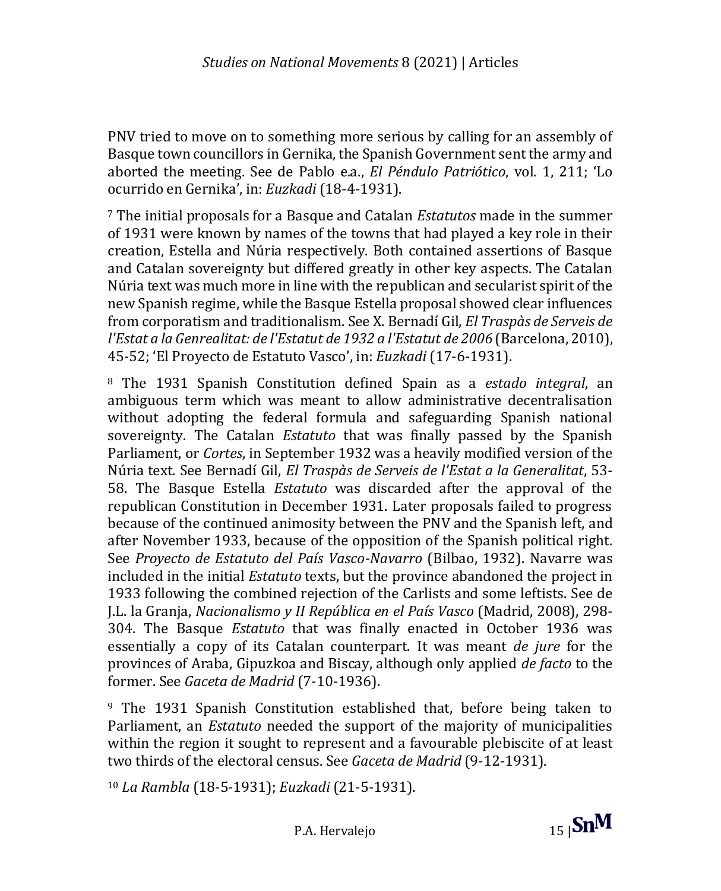PNV tried to move on to something more serious by calling for an assembly of Basque town councillors in Gernika, the Spanish Government sent the army and aborted the meeting. See de Pablo e.a., *El Péndulo Patriótico*, vol. 1, 211; 'Lo ocurrido en Gernika', in: *Euzkadi* (18-4-1931).

[7] The initial proposals for a Basque and Catalan *Estatutos* made in the summer of 1931 were known by names of the towns that had played a key role in their creation, Estella and Núria respectively. Both contained assertions of Basque and Catalan sovereignty but differed greatly in other key aspects. The Catalan Núria text was much more in line with the republican and secularist spirit of the new Spanish regime, while the Basque Estella proposal showed clear influences from corporatism and traditionalism. See X. Bernadí Gil, *El Traspàs de Serveis de l'Estat a la Genrealitat: de l'Estatut de 1932 a l'Estatut de 2006* (Barcelona, 2010), 45-52; 'El Proyecto de Estatuto Vasco', in: *Euzkadi* (17-6-1931).

[8] The 1931 Spanish Constitution defined Spain as a *estado integral*, an ambiguous term which was meant to allow administrative decentralisation without adopting the federal formula and safeguarding Spanish national sovereignty. The Catalan *Estatuto* that was finally passed by the Spanish Parliament, or *Cortes*, in September 1932 was a heavily modified version of the Núria text. See Bernadí Gil, *El Traspàs de Serveis de l'Estat a la Generalitat*, 53-58. The Basque Estella *Estatuto* was discarded after the approval of the republican Constitution in December 1931. Later proposals failed to progress because of the continued animosity between the PNV and the Spanish left, and after November 1933, because of the opposition of the Spanish political right. See *Proyecto de Estatuto del País Vasco-Navarro* (Bilbao, 1932). Navarre was included in the initial *Estatuto* texts, but the province abandoned the project in 1933 following the combined rejection of the Carlists and some leftists. See de J.L. la Granja, *Nacionalismo y II República en el País Vasco* (Madrid, 2008), 298-304. The Basque *Estatuto* that was finally enacted in October 1936 was essentially a copy of its Catalan counterpart. It was meant *de jure* for the provinces of Araba, Gipuzkoa and Biscay, although only applied *de facto* to the former. See *Gaceta de Madrid* (7-10-1936).

[9] The 1931 Spanish Constitution established that, before being taken to Parliament, an *Estatuto* needed the support of the majority of municipalities within the region it sought to represent and a favourable plebiscite of at least two thirds of the electoral census. See *Gaceta de Madrid* (9-12-1931).

[10] *La Rambla* (18-5-1931); *Euzkadi* (21-5-1931).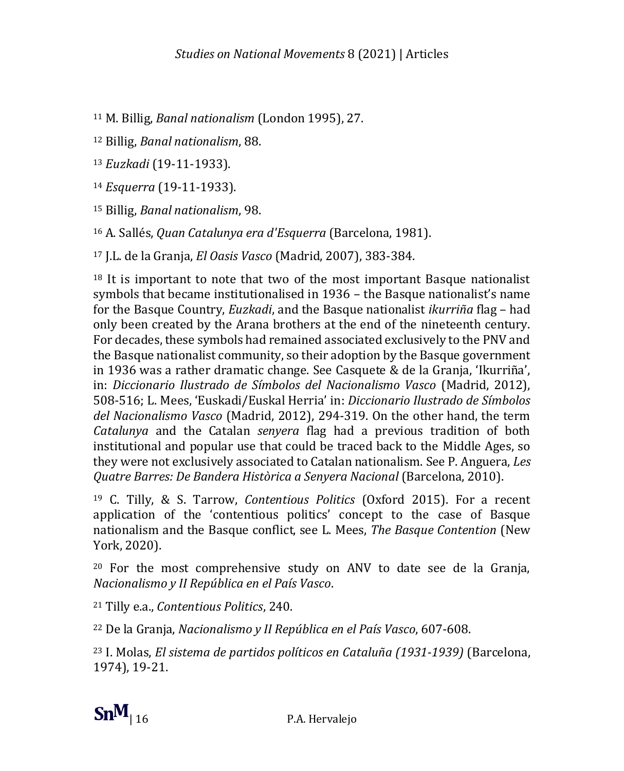[11] M. Billig, *Banal nationalism* (London 1995), 27.

[12] Billig, *Banal nationalism*, 88.

[13] *Euzkadi* (19-11-1933).

[14] *Esquerra* (19-11-1933).

[15] Billig, *Banal nationalism*, 98.

[16] A. Sallés, *Quan Catalunya era d'Esquerra* (Barcelona, 1981).

[17] J.L. de la Granja, *El Oasis Vasco* (Madrid, 2007), 383-384.

[18] It is important to note that two of the most important Basque nationalist symbols that became institutionalised in 1936 – the Basque nationalist's name for the Basque Country, *Euzkadi*, and the Basque nationalist *ikurriña* flag – had only been created by the Arana brothers at the end of the nineteenth century. For decades, these symbols had remained associated exclusively to the PNV and the Basque nationalist community, so their adoption by the Basque government in 1936 was a rather dramatic change. See Casquete & de la Granja, 'Ikurriña', in: *Diccionario Ilustrado de Símbolos del Nacionalismo Vasco* (Madrid, 2012), 508-516; L. Mees, 'Euskadi/Euskal Herria' in: *Diccionario Ilustrado de Símbolos del Nacionalismo Vasco* (Madrid, 2012), 294-319. On the other hand, the term *Catalunya* and the Catalan *senyera* flag had a previous tradition of both institutional and popular use that could be traced back to the Middle Ages, so they were not exclusively associated to Catalan nationalism. See P. Anguera, *Les Quatre Barres: De Bandera Històrica a Senyera Nacional* (Barcelona, 2010).

[19] C. Tilly, & S. Tarrow, *Contentious Politics* (Oxford 2015). For a recent application of the 'contentious politics' concept to the case of Basque nationalism and the Basque conflict, see L. Mees, *The Basque Contention* (New York, 2020).

[20] For the most comprehensive study on ANV to date see de la Granja, *Nacionalismo y II República en el País Vasco*.

[21] Tilly e.a., *Contentious Politics*, 240.

[22] De la Granja, *Nacionalismo y II República en el País Vasco*, 607-608.

[23] I. Molas, *El sistema de partidos políticos en Cataluña (1931-1939)* (Barcelona, 1974), 19-21.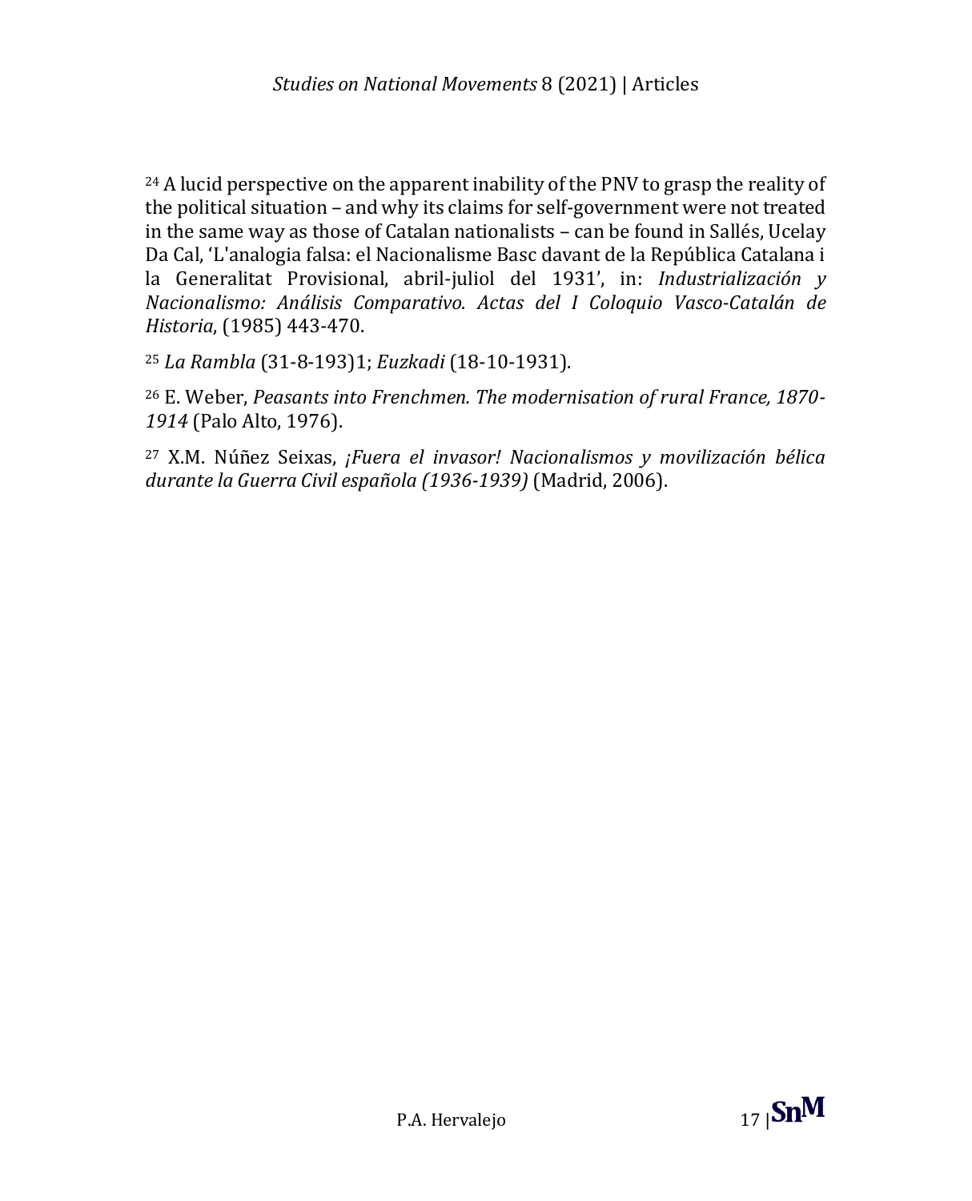[24] A lucid perspective on the apparent inability of the PNV to grasp the reality of the political situation – and why its claims for self-government were not treated in the same way as those of Catalan nationalists – can be found in Sallés, Ucelay Da Cal, 'L'analogia falsa: el Nacionalisme Basc davant de la República Catalana i la Generalitat Provisional, abril-juliol del 1931', in: *Industrialización y Nacionalismo: Análisis Comparativo. Actas del I Coloquio Vasco-Catalán de Historia*, (1985) 443-470.

[25] *La Rambla* (31-8-193)1; *Euzkadi* (18-10-1931).

[26] E. Weber, *Peasants into Frenchmen. The modernisation of rural France, 1870-1914* (Palo Alto, 1976).

[27] X.M. Núñez Seixas, *¡Fuera el invasor! Nacionalismos y movilización bélica durante la Guerra Civil española (1936-1939)* (Madrid, 2006).